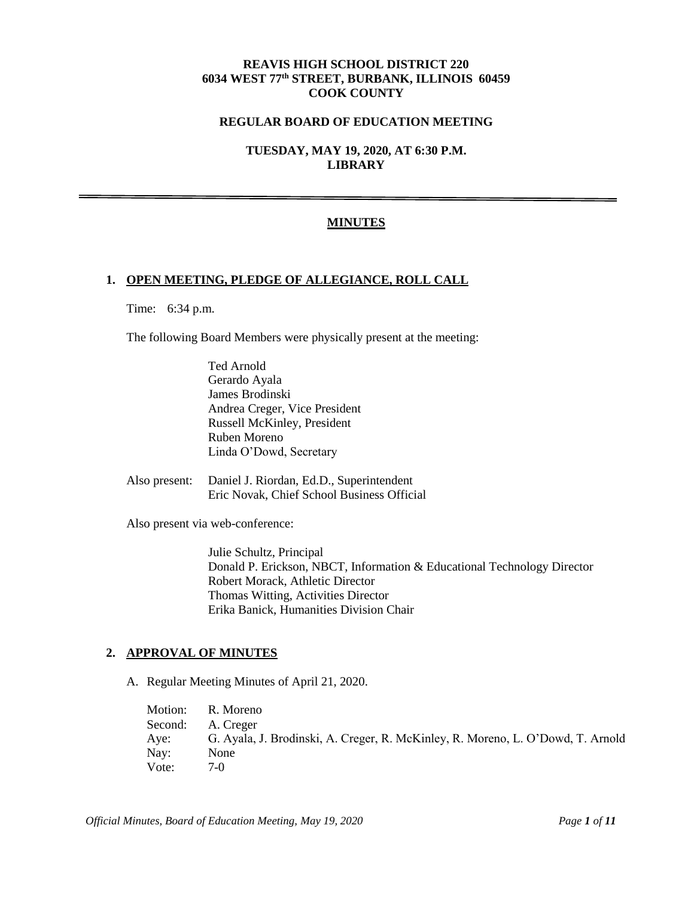**REAVIS HIGH SCHOOL DISTRICT 220**
**6034 WEST 77th STREET, BURBANK, ILLINOIS 60459**
**COOK COUNTY**

**REGULAR BOARD OF EDUCATION MEETING**

**TUESDAY, MAY 19, 2020, AT 6:30 P.M.**
**LIBRARY**

---

# MINUTES

## 1. OPEN MEETING, PLEDGE OF ALLEGIANCE, ROLL CALL

Time: 6:34 p.m.

The following Board Members were physically present at the meeting:

Ted Arnold
Gerardo Ayala
James Brodinski
Andrea Creger, Vice President
Russell McKinley, President
Ruben Moreno
Linda O'Dowd, Secretary

Also present: Daniel J. Riordan, Ed.D., Superintendent
Eric Novak, Chief School Business Official

Also present via web-conference:

Julie Schultz, Principal
Donald P. Erickson, NBCT, Information & Educational Technology Director
Robert Morack, Athletic Director
Thomas Witting, Activities Director
Erika Banick, Humanities Division Chair

## 2. APPROVAL OF MINUTES

A. Regular Meeting Minutes of April 21, 2020.

Motion: R. Moreno
Second: A. Creger
Aye: G. Ayala, J. Brodinski, A. Creger, R. McKinley, R. Moreno, L. O'Dowd, T. Arnold
Nay: None
Vote: 7-0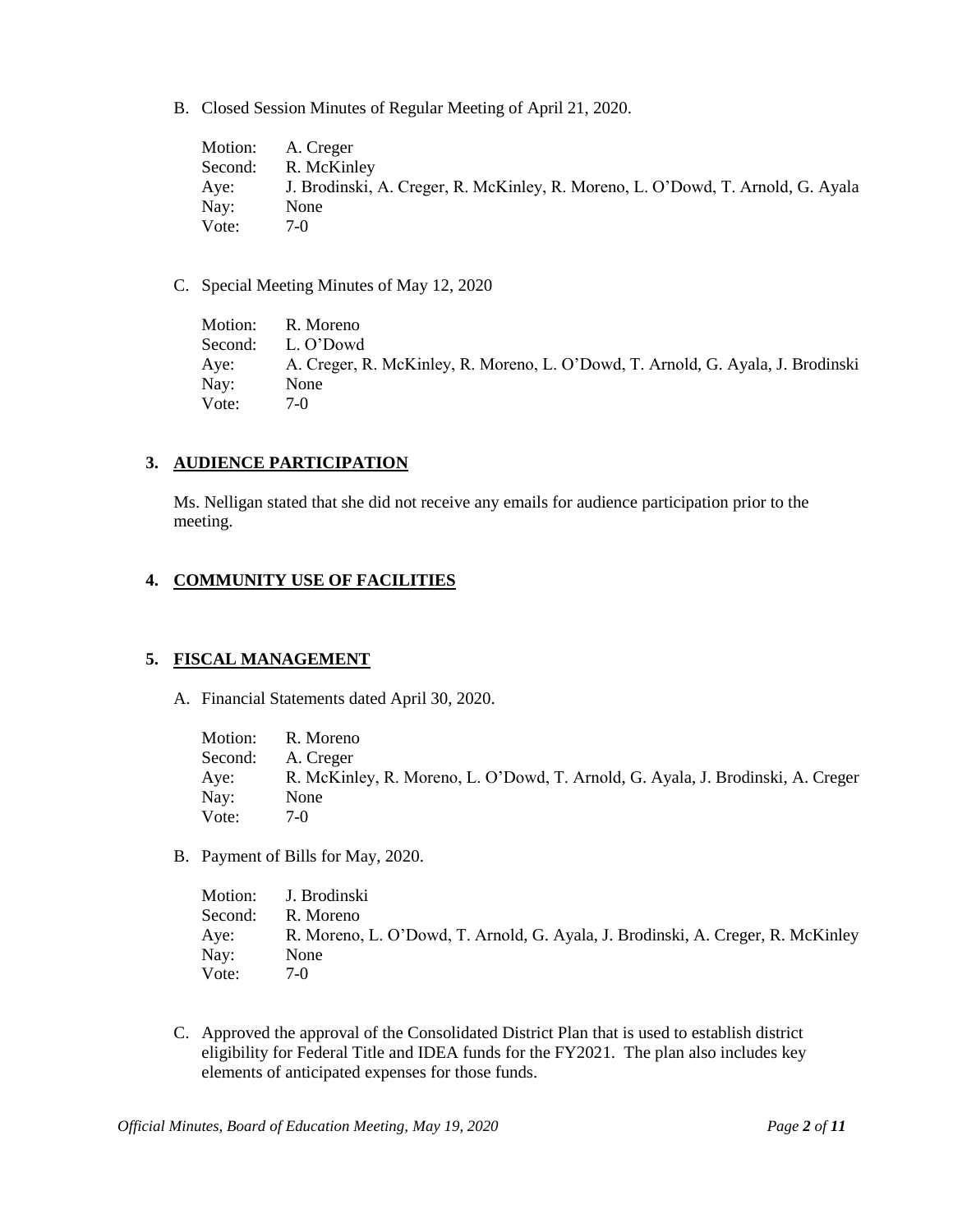B. Closed Session Minutes of Regular Meeting of April 21, 2020.

| | |
|---|---|
| Motion: | A. Creger |
| Second: | R. McKinley |
| Aye: | J. Brodinski, A. Creger, R. McKinley, R. Moreno, L. O'Dowd, T. Arnold, G. Ayala |
| Nay: | None |
| Vote: | 7-0 |

C. Special Meeting Minutes of May 12, 2020

| | |
|---|---|
| Motion: | R. Moreno |
| Second: | L. O'Dowd |
| Aye: | A. Creger, R. McKinley, R. Moreno, L. O'Dowd, T. Arnold, G. Ayala, J. Brodinski |
| Nay: | None |
| Vote: | 7-0 |

## 3. AUDIENCE PARTICIPATION

Ms. Nelligan stated that she did not receive any emails for audience participation prior to the meeting.

## 4. COMMUNITY USE OF FACILITIES

## 5. FISCAL MANAGEMENT

A. Financial Statements dated April 30, 2020.

| | |
|---|---|
| Motion: | R. Moreno |
| Second: | A. Creger |
| Aye: | R. McKinley, R. Moreno, L. O'Dowd, T. Arnold, G. Ayala, J. Brodinski, A. Creger |
| Nay: | None |
| Vote: | 7-0 |

B. Payment of Bills for May, 2020.

| | |
|---|---|
| Motion: | J. Brodinski |
| Second: | R. Moreno |
| Aye: | R. Moreno, L. O'Dowd, T. Arnold, G. Ayala, J. Brodinski, A. Creger, R. McKinley |
| Nay: | None |
| Vote: | 7-0 |

C. Approved the approval of the Consolidated District Plan that is used to establish district eligibility for Federal Title and IDEA funds for the FY2021. The plan also includes key elements of anticipated expenses for those funds.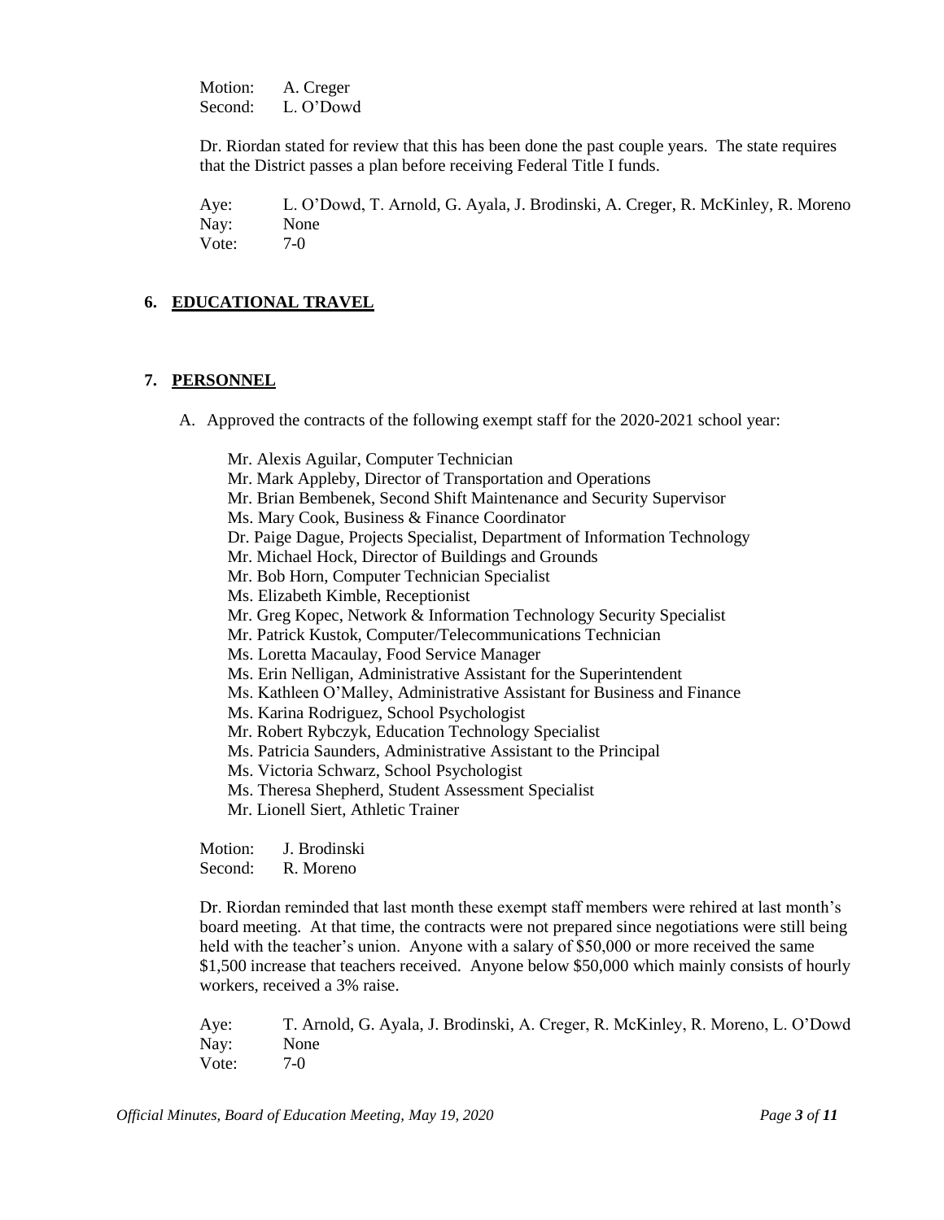Motion: A. Creger
Second: L. O'Dowd

Dr. Riordan stated for review that this has been done the past couple years. The state requires that the District passes a plan before receiving Federal Title I funds.

Aye: L. O'Dowd, T. Arnold, G. Ayala, J. Brodinski, A. Creger, R. McKinley, R. Moreno
Nay: None
Vote: 7-0

## 6. EDUCATIONAL TRAVEL

## 7. PERSONNEL

A. Approved the contracts of the following exempt staff for the 2020-2021 school year:

Mr. Alexis Aguilar, Computer Technician
Mr. Mark Appleby, Director of Transportation and Operations
Mr. Brian Bembenek, Second Shift Maintenance and Security Supervisor
Ms. Mary Cook, Business & Finance Coordinator
Dr. Paige Dague, Projects Specialist, Department of Information Technology
Mr. Michael Hock, Director of Buildings and Grounds
Mr. Bob Horn, Computer Technician Specialist
Ms. Elizabeth Kimble, Receptionist
Mr. Greg Kopec, Network & Information Technology Security Specialist
Mr. Patrick Kustok, Computer/Telecommunications Technician
Ms. Loretta Macaulay, Food Service Manager
Ms. Erin Nelligan, Administrative Assistant for the Superintendent
Ms. Kathleen O'Malley, Administrative Assistant for Business and Finance
Ms. Karina Rodriguez, School Psychologist
Mr. Robert Rybczyk, Education Technology Specialist
Ms. Patricia Saunders, Administrative Assistant to the Principal
Ms. Victoria Schwarz, School Psychologist
Ms. Theresa Shepherd, Student Assessment Specialist
Mr. Lionell Siert, Athletic Trainer

Motion: J. Brodinski
Second: R. Moreno

Dr. Riordan reminded that last month these exempt staff members were rehired at last month's board meeting. At that time, the contracts were not prepared since negotiations were still being held with the teacher's union. Anyone with a salary of $50,000 or more received the same $1,500 increase that teachers received. Anyone below $50,000 which mainly consists of hourly workers, received a 3% raise.

Aye: T. Arnold, G. Ayala, J. Brodinski, A. Creger, R. McKinley, R. Moreno, L. O'Dowd
Nay: None
Vote: 7-0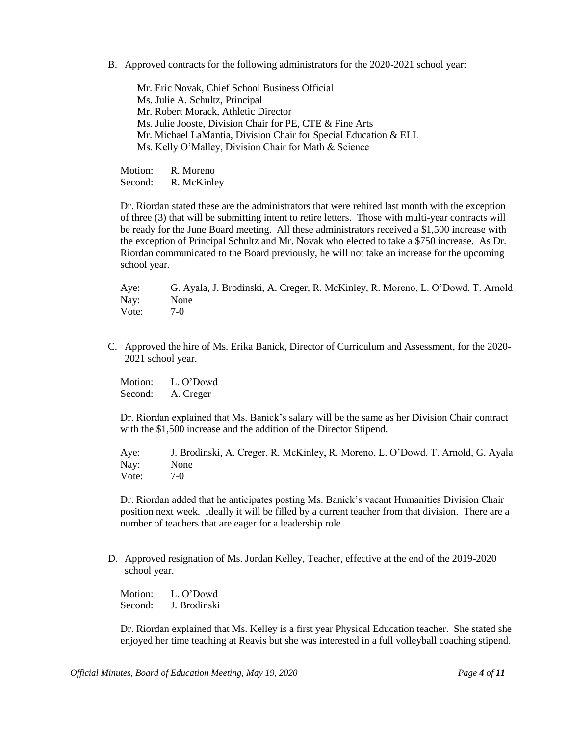B. Approved contracts for the following administrators for the 2020-2021 school year:

 Mr. Eric Novak, Chief School Business Official
 Ms. Julie A. Schultz, Principal
 Mr. Robert Morack, Athletic Director
 Ms. Julie Jooste, Division Chair for PE, CTE & Fine Arts
 Mr. Michael LaMantia, Division Chair for Special Education & ELL
 Ms. Kelly O'Malley, Division Chair for Math & Science

 Motion: R. Moreno
 Second: R. McKinley

 Dr. Riordan stated these are the administrators that were rehired last month with the exception of three (3) that will be submitting intent to retire letters. Those with multi-year contracts will be ready for the June Board meeting. All these administrators received a $1,500 increase with the exception of Principal Schultz and Mr. Novak who elected to take a $750 increase. As Dr. Riordan communicated to the Board previously, he will not take an increase for the upcoming school year.

 Aye: G. Ayala, J. Brodinski, A. Creger, R. McKinley, R. Moreno, L. O'Dowd, T. Arnold
 Nay: None
 Vote: 7-0

C. Approved the hire of Ms. Erika Banick, Director of Curriculum and Assessment, for the 2020-2021 school year.

 Motion: L. O'Dowd
 Second: A. Creger

 Dr. Riordan explained that Ms. Banick's salary will be the same as her Division Chair contract with the $1,500 increase and the addition of the Director Stipend.

 Aye: J. Brodinski, A. Creger, R. McKinley, R. Moreno, L. O'Dowd, T. Arnold, G. Ayala
 Nay: None
 Vote: 7-0

 Dr. Riordan added that he anticipates posting Ms. Banick's vacant Humanities Division Chair position next week. Ideally it will be filled by a current teacher from that division. There are a number of teachers that are eager for a leadership role.

D. Approved resignation of Ms. Jordan Kelley, Teacher, effective at the end of the 2019-2020 school year.

 Motion: L. O'Dowd
 Second: J. Brodinski

 Dr. Riordan explained that Ms. Kelley is a first year Physical Education teacher. She stated she enjoyed her time teaching at Reavis but she was interested in a full volleyball coaching stipend.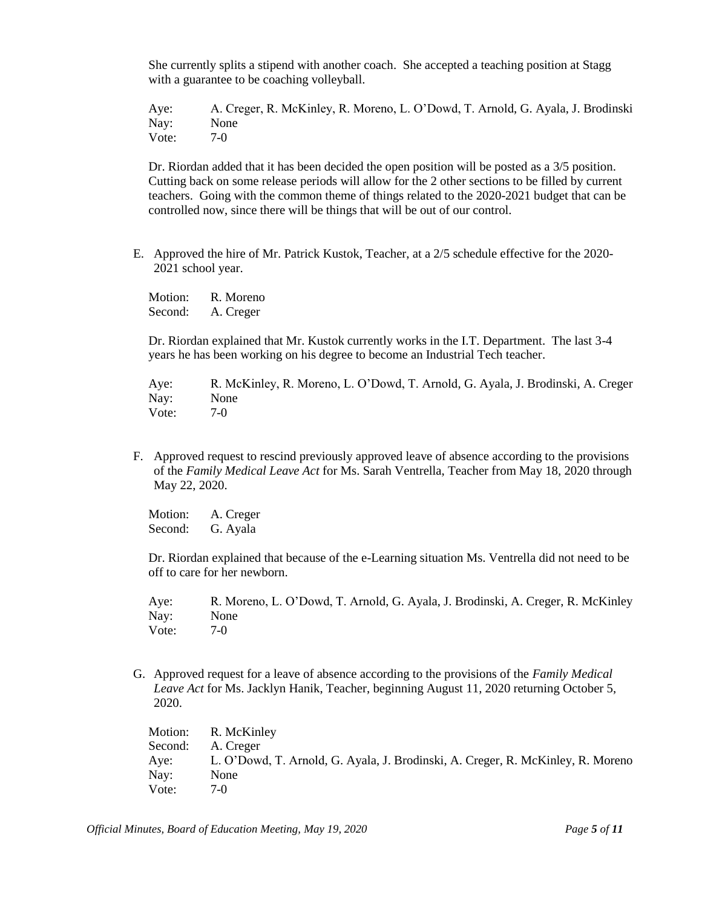She currently splits a stipend with another coach. She accepted a teaching position at Stagg with a guarantee to be coaching volleyball.

Aye: A. Creger, R. McKinley, R. Moreno, L. O'Dowd, T. Arnold, G. Ayala, J. Brodinski
Nay: None
Vote: 7-0

Dr. Riordan added that it has been decided the open position will be posted as a 3/5 position. Cutting back on some release periods will allow for the 2 other sections to be filled by current teachers. Going with the common theme of things related to the 2020-2021 budget that can be controlled now, since there will be things that will be out of our control.

E. Approved the hire of Mr. Patrick Kustok, Teacher, at a 2/5 schedule effective for the 2020-2021 school year.

Motion: R. Moreno
Second: A. Creger

Dr. Riordan explained that Mr. Kustok currently works in the I.T. Department. The last 3-4 years he has been working on his degree to become an Industrial Tech teacher.

Aye: R. McKinley, R. Moreno, L. O'Dowd, T. Arnold, G. Ayala, J. Brodinski, A. Creger
Nay: None
Vote: 7-0

F. Approved request to rescind previously approved leave of absence according to the provisions of the *Family Medical Leave Act* for Ms. Sarah Ventrella, Teacher from May 18, 2020 through May 22, 2020.

Motion: A. Creger
Second: G. Ayala

Dr. Riordan explained that because of the e-Learning situation Ms. Ventrella did not need to be off to care for her newborn.

Aye: R. Moreno, L. O'Dowd, T. Arnold, G. Ayala, J. Brodinski, A. Creger, R. McKinley
Nay: None
Vote: 7-0

G. Approved request for a leave of absence according to the provisions of the *Family Medical Leave Act* for Ms. Jacklyn Hanik, Teacher, beginning August 11, 2020 returning October 5, 2020.

Motion: R. McKinley
Second: A. Creger
Aye: L. O'Dowd, T. Arnold, G. Ayala, J. Brodinski, A. Creger, R. McKinley, R. Moreno
Nay: None
Vote: 7-0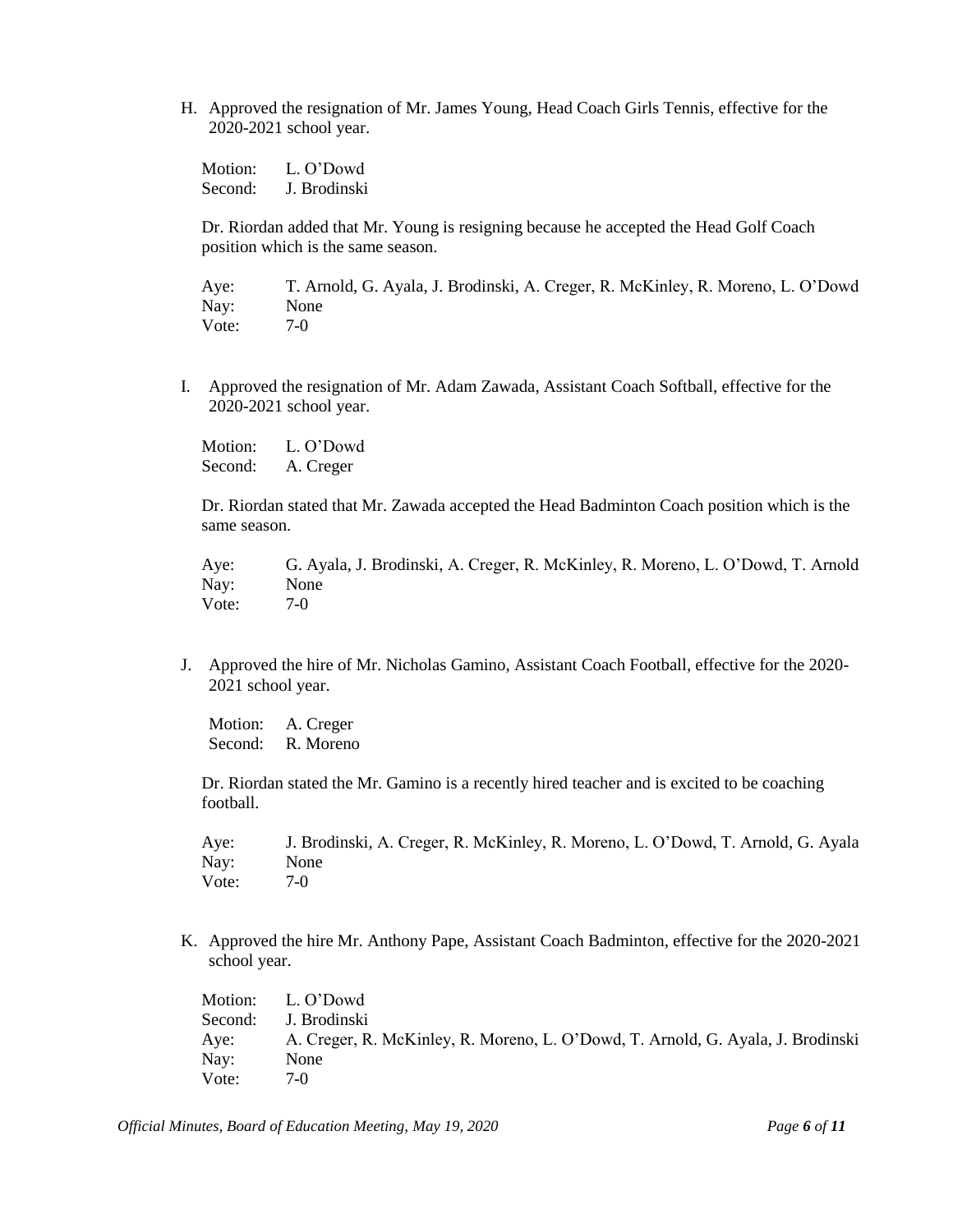H. Approved the resignation of Mr. James Young, Head Coach Girls Tennis, effective for the 2020-2021 school year.

Motion: L. O'Dowd
Second: J. Brodinski

Dr. Riordan added that Mr. Young is resigning because he accepted the Head Golf Coach position which is the same season.

Aye: T. Arnold, G. Ayala, J. Brodinski, A. Creger, R. McKinley, R. Moreno, L. O'Dowd
Nay: None
Vote: 7-0

I. Approved the resignation of Mr. Adam Zawada, Assistant Coach Softball, effective for the 2020-2021 school year.

Motion: L. O'Dowd
Second: A. Creger

Dr. Riordan stated that Mr. Zawada accepted the Head Badminton Coach position which is the same season.

Aye: G. Ayala, J. Brodinski, A. Creger, R. McKinley, R. Moreno, L. O'Dowd, T. Arnold
Nay: None
Vote: 7-0

J. Approved the hire of Mr. Nicholas Gamino, Assistant Coach Football, effective for the 2020-2021 school year.

Motion: A. Creger
Second: R. Moreno

Dr. Riordan stated the Mr. Gamino is a recently hired teacher and is excited to be coaching football.

Aye: J. Brodinski, A. Creger, R. McKinley, R. Moreno, L. O'Dowd, T. Arnold, G. Ayala
Nay: None
Vote: 7-0

K. Approved the hire Mr. Anthony Pape, Assistant Coach Badminton, effective for the 2020-2021 school year.

Motion: L. O'Dowd
Second: J. Brodinski
Aye: A. Creger, R. McKinley, R. Moreno, L. O'Dowd, T. Arnold, G. Ayala, J. Brodinski
Nay: None
Vote: 7-0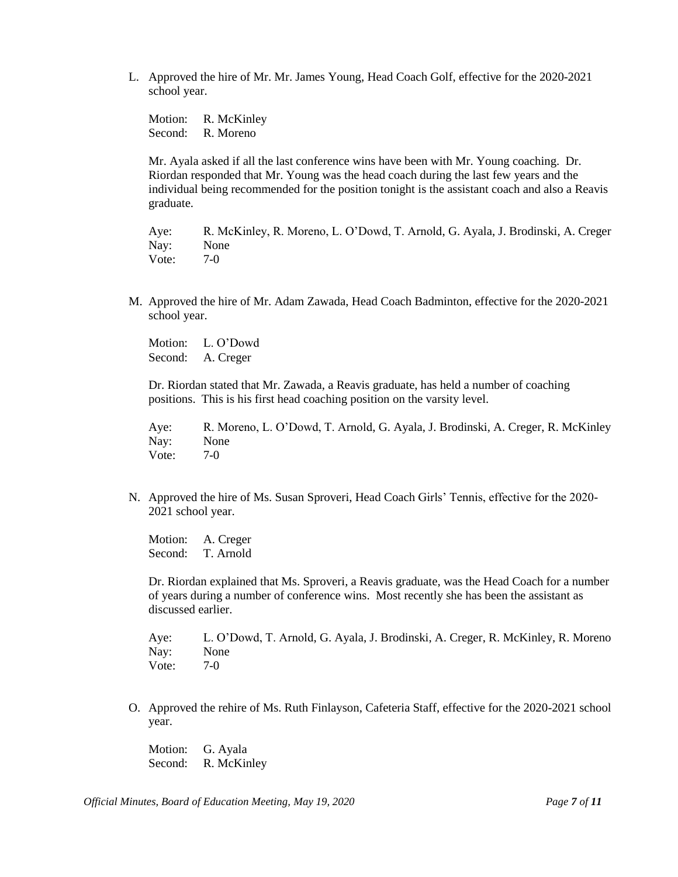L. Approved the hire of Mr. Mr. James Young, Head Coach Golf, effective for the 2020-2021 school year.

   Motion: R. McKinley
   Second: R. Moreno

   Mr. Ayala asked if all the last conference wins have been with Mr. Young coaching. Dr. Riordan responded that Mr. Young was the head coach during the last few years and the individual being recommended for the position tonight is the assistant coach and also a Reavis graduate.

   Aye: R. McKinley, R. Moreno, L. O'Dowd, T. Arnold, G. Ayala, J. Brodinski, A. Creger
   Nay: None
   Vote: 7-0

M. Approved the hire of Mr. Adam Zawada, Head Coach Badminton, effective for the 2020-2021 school year.

   Motion: L. O'Dowd
   Second: A. Creger

   Dr. Riordan stated that Mr. Zawada, a Reavis graduate, has held a number of coaching positions. This is his first head coaching position on the varsity level.

   Aye: R. Moreno, L. O'Dowd, T. Arnold, G. Ayala, J. Brodinski, A. Creger, R. McKinley
   Nay: None
   Vote: 7-0

N. Approved the hire of Ms. Susan Sproveri, Head Coach Girls' Tennis, effective for the 2020-2021 school year.

   Motion: A. Creger
   Second: T. Arnold

   Dr. Riordan explained that Ms. Sproveri, a Reavis graduate, was the Head Coach for a number of years during a number of conference wins. Most recently she has been the assistant as discussed earlier.

   Aye: L. O'Dowd, T. Arnold, G. Ayala, J. Brodinski, A. Creger, R. McKinley, R. Moreno
   Nay: None
   Vote: 7-0

O. Approved the rehire of Ms. Ruth Finlayson, Cafeteria Staff, effective for the 2020-2021 school year.

   Motion: G. Ayala
   Second: R. McKinley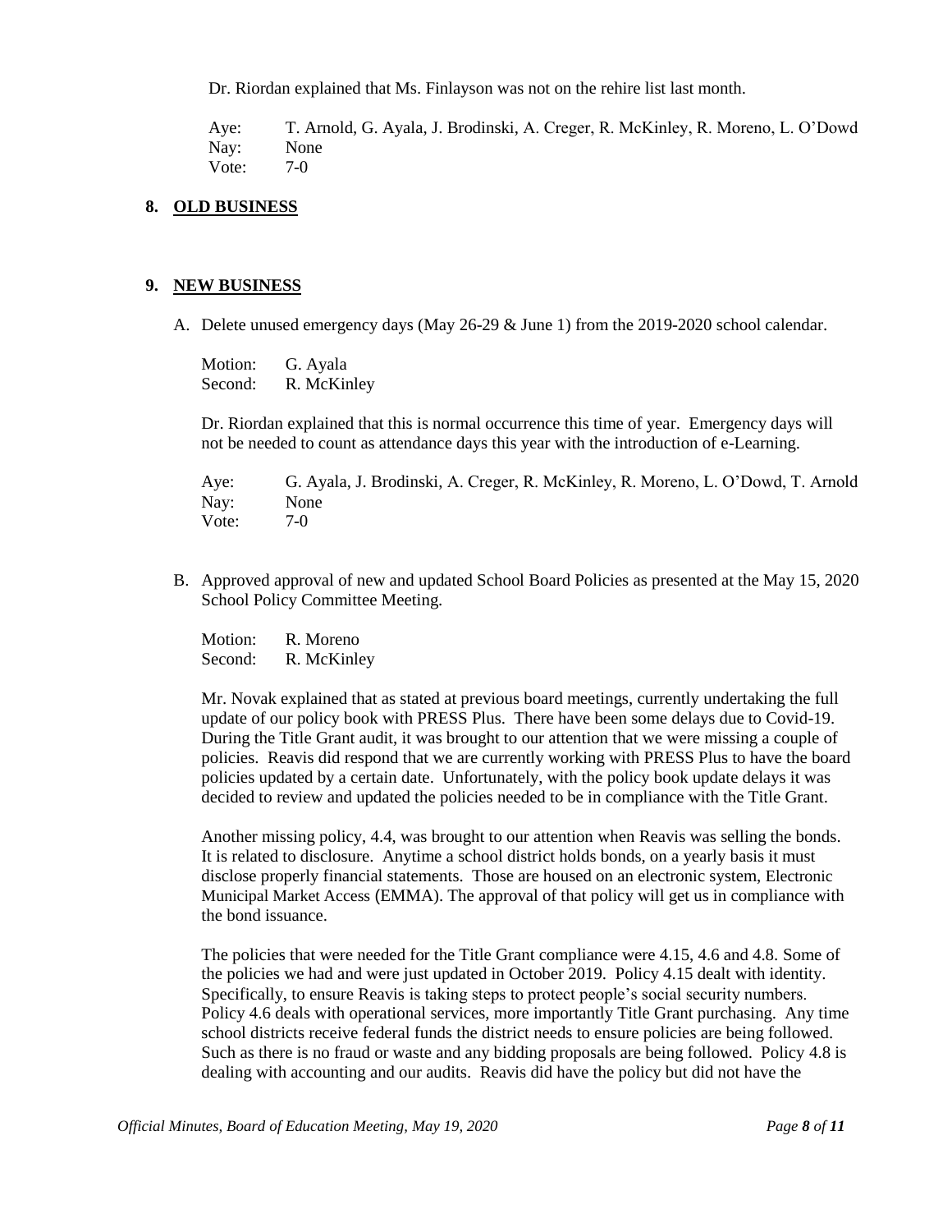Dr. Riordan explained that Ms. Finlayson was not on the rehire list last month.

Aye: T. Arnold, G. Ayala, J. Brodinski, A. Creger, R. McKinley, R. Moreno, L. O'Dowd
Nay: None
Vote: 7-0

## 8. OLD BUSINESS

## 9. NEW BUSINESS

A. Delete unused emergency days (May 26-29 & June 1) from the 2019-2020 school calendar.

Motion: G. Ayala
Second: R. McKinley

Dr. Riordan explained that this is normal occurrence this time of year. Emergency days will not be needed to count as attendance days this year with the introduction of e-Learning.

Aye: G. Ayala, J. Brodinski, A. Creger, R. McKinley, R. Moreno, L. O'Dowd, T. Arnold
Nay: None
Vote: 7-0

B. Approved approval of new and updated School Board Policies as presented at the May 15, 2020 School Policy Committee Meeting.

Motion: R. Moreno
Second: R. McKinley

Mr. Novak explained that as stated at previous board meetings, currently undertaking the full update of our policy book with PRESS Plus. There have been some delays due to Covid-19. During the Title Grant audit, it was brought to our attention that we were missing a couple of policies. Reavis did respond that we are currently working with PRESS Plus to have the board policies updated by a certain date. Unfortunately, with the policy book update delays it was decided to review and updated the policies needed to be in compliance with the Title Grant.

Another missing policy, 4.4, was brought to our attention when Reavis was selling the bonds. It is related to disclosure. Anytime a school district holds bonds, on a yearly basis it must disclose properly financial statements. Those are housed on an electronic system, Electronic Municipal Market Access (EMMA). The approval of that policy will get us in compliance with the bond issuance.

The policies that were needed for the Title Grant compliance were 4.15, 4.6 and 4.8. Some of the policies we had and were just updated in October 2019. Policy 4.15 dealt with identity. Specifically, to ensure Reavis is taking steps to protect people's social security numbers. Policy 4.6 deals with operational services, more importantly Title Grant purchasing. Any time school districts receive federal funds the district needs to ensure policies are being followed. Such as there is no fraud or waste and any bidding proposals are being followed. Policy 4.8 is dealing with accounting and our audits. Reavis did have the policy but did not have the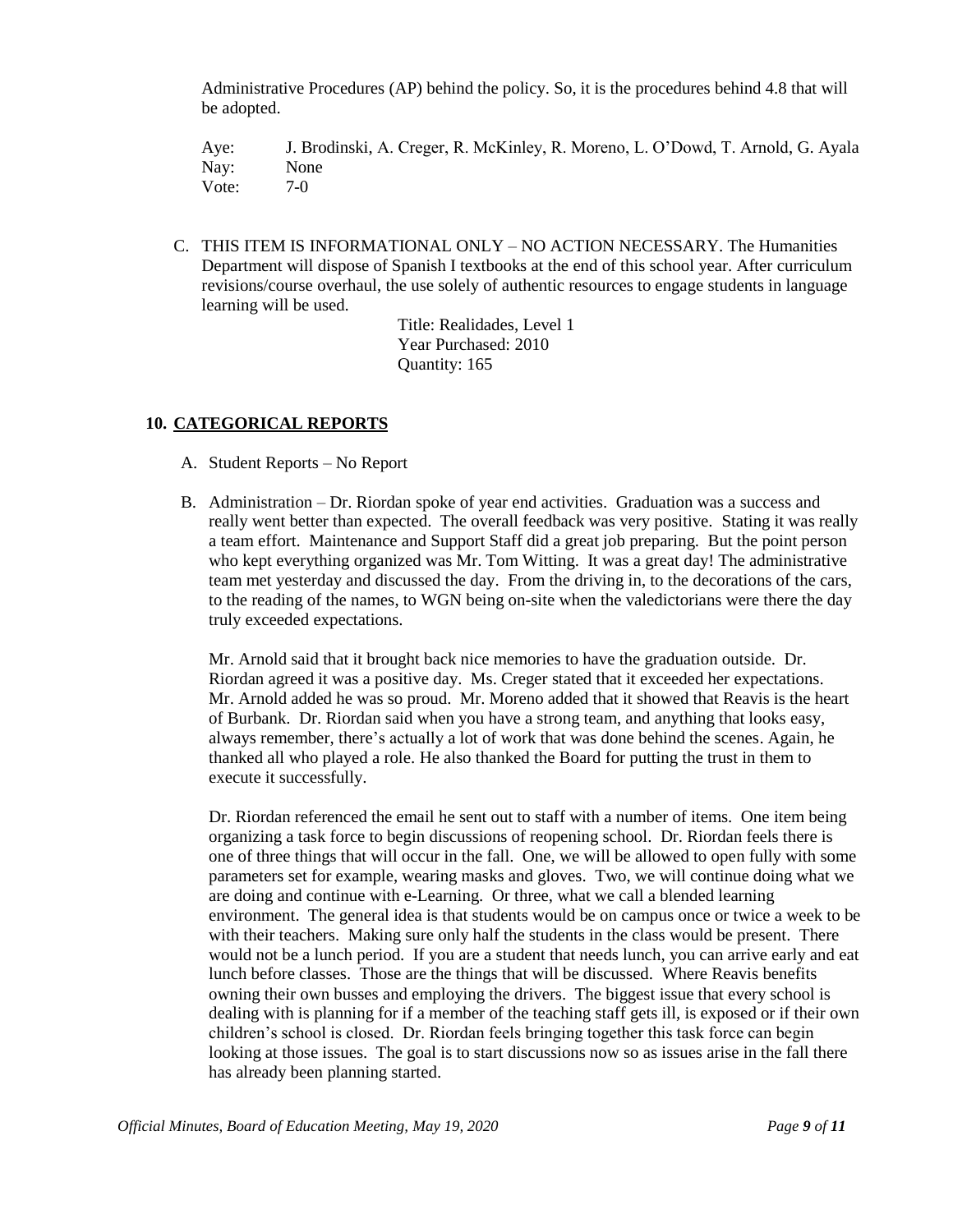Administrative Procedures (AP) behind the policy. So, it is the procedures behind 4.8 that will be adopted.

Aye: J. Brodinski, A. Creger, R. McKinley, R. Moreno, L. O'Dowd, T. Arnold, G. Ayala
Nay: None
Vote: 7-0

C. THIS ITEM IS INFORMATIONAL ONLY – NO ACTION NECESSARY. The Humanities Department will dispose of Spanish I textbooks at the end of this school year. After curriculum revisions/course overhaul, the use solely of authentic resources to engage students in language learning will be used.

Title: Realidades, Level 1
Year Purchased: 2010
Quantity: 165

## 10. CATEGORICAL REPORTS

A. Student Reports – No Report

B. Administration – Dr. Riordan spoke of year end activities. Graduation was a success and really went better than expected. The overall feedback was very positive. Stating it was really a team effort. Maintenance and Support Staff did a great job preparing. But the point person who kept everything organized was Mr. Tom Witting. It was a great day! The administrative team met yesterday and discussed the day. From the driving in, to the decorations of the cars, to the reading of the names, to WGN being on-site when the valedictorians were there the day truly exceeded expectations.

Mr. Arnold said that it brought back nice memories to have the graduation outside. Dr. Riordan agreed it was a positive day. Ms. Creger stated that it exceeded her expectations. Mr. Arnold added he was so proud. Mr. Moreno added that it showed that Reavis is the heart of Burbank. Dr. Riordan said when you have a strong team, and anything that looks easy, always remember, there's actually a lot of work that was done behind the scenes. Again, he thanked all who played a role. He also thanked the Board for putting the trust in them to execute it successfully.

Dr. Riordan referenced the email he sent out to staff with a number of items. One item being organizing a task force to begin discussions of reopening school. Dr. Riordan feels there is one of three things that will occur in the fall. One, we will be allowed to open fully with some parameters set for example, wearing masks and gloves. Two, we will continue doing what we are doing and continue with e-Learning. Or three, what we call a blended learning environment. The general idea is that students would be on campus once or twice a week to be with their teachers. Making sure only half the students in the class would be present. There would not be a lunch period. If you are a student that needs lunch, you can arrive early and eat lunch before classes. Those are the things that will be discussed. Where Reavis benefits owning their own busses and employing the drivers. The biggest issue that every school is dealing with is planning for if a member of the teaching staff gets ill, is exposed or if their own children's school is closed. Dr. Riordan feels bringing together this task force can begin looking at those issues. The goal is to start discussions now so as issues arise in the fall there has already been planning started.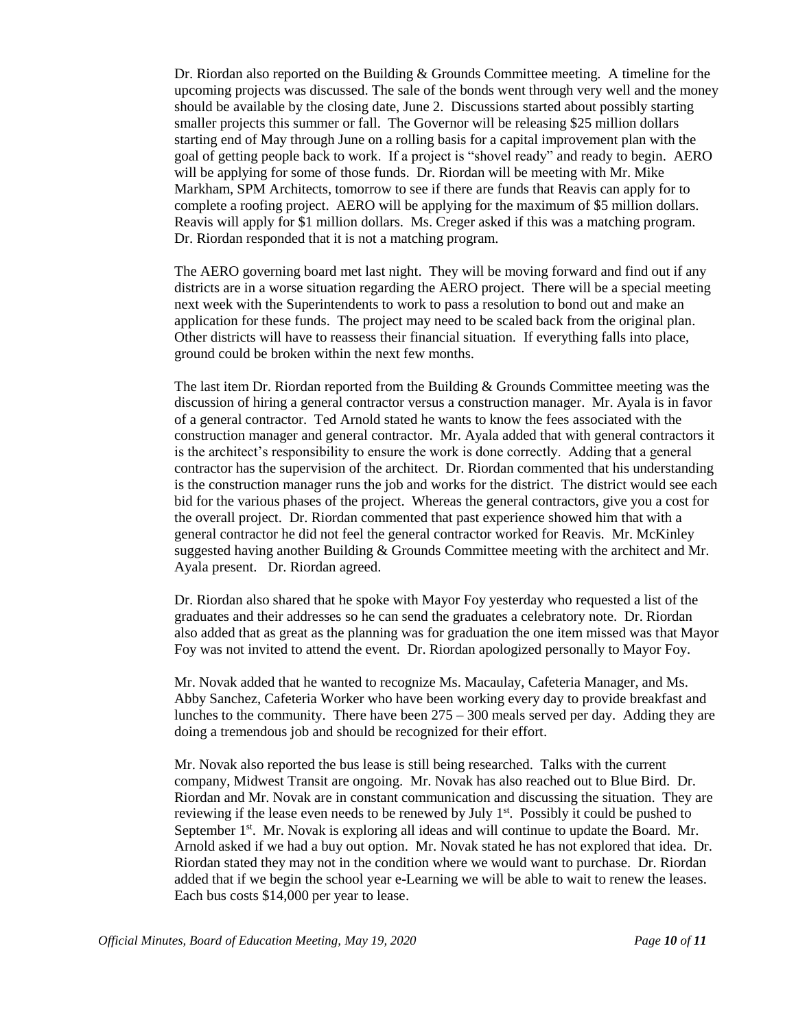Dr. Riordan also reported on the Building & Grounds Committee meeting. A timeline for the upcoming projects was discussed. The sale of the bonds went through very well and the money should be available by the closing date, June 2. Discussions started about possibly starting smaller projects this summer or fall. The Governor will be releasing $25 million dollars starting end of May through June on a rolling basis for a capital improvement plan with the goal of getting people back to work. If a project is "shovel ready" and ready to begin. AERO will be applying for some of those funds. Dr. Riordan will be meeting with Mr. Mike Markham, SPM Architects, tomorrow to see if there are funds that Reavis can apply for to complete a roofing project. AERO will be applying for the maximum of $5 million dollars. Reavis will apply for $1 million dollars. Ms. Creger asked if this was a matching program. Dr. Riordan responded that it is not a matching program.

The AERO governing board met last night. They will be moving forward and find out if any districts are in a worse situation regarding the AERO project. There will be a special meeting next week with the Superintendents to work to pass a resolution to bond out and make an application for these funds. The project may need to be scaled back from the original plan. Other districts will have to reassess their financial situation. If everything falls into place, ground could be broken within the next few months.

The last item Dr. Riordan reported from the Building & Grounds Committee meeting was the discussion of hiring a general contractor versus a construction manager. Mr. Ayala is in favor of a general contractor. Ted Arnold stated he wants to know the fees associated with the construction manager and general contractor. Mr. Ayala added that with general contractors it is the architect's responsibility to ensure the work is done correctly. Adding that a general contractor has the supervision of the architect. Dr. Riordan commented that his understanding is the construction manager runs the job and works for the district. The district would see each bid for the various phases of the project. Whereas the general contractors, give you a cost for the overall project. Dr. Riordan commented that past experience showed him that with a general contractor he did not feel the general contractor worked for Reavis. Mr. McKinley suggested having another Building & Grounds Committee meeting with the architect and Mr. Ayala present. Dr. Riordan agreed.

Dr. Riordan also shared that he spoke with Mayor Foy yesterday who requested a list of the graduates and their addresses so he can send the graduates a celebratory note. Dr. Riordan also added that as great as the planning was for graduation the one item missed was that Mayor Foy was not invited to attend the event. Dr. Riordan apologized personally to Mayor Foy.

Mr. Novak added that he wanted to recognize Ms. Macaulay, Cafeteria Manager, and Ms. Abby Sanchez, Cafeteria Worker who have been working every day to provide breakfast and lunches to the community. There have been 275 – 300 meals served per day. Adding they are doing a tremendous job and should be recognized for their effort.

Mr. Novak also reported the bus lease is still being researched. Talks with the current company, Midwest Transit are ongoing. Mr. Novak has also reached out to Blue Bird. Dr. Riordan and Mr. Novak are in constant communication and discussing the situation. They are reviewing if the lease even needs to be renewed by July 1st. Possibly it could be pushed to September 1st. Mr. Novak is exploring all ideas and will continue to update the Board. Mr. Arnold asked if we had a buy out option. Mr. Novak stated he has not explored that idea. Dr. Riordan stated they may not in the condition where we would want to purchase. Dr. Riordan added that if we begin the school year e-Learning we will be able to wait to renew the leases. Each bus costs $14,000 per year to lease.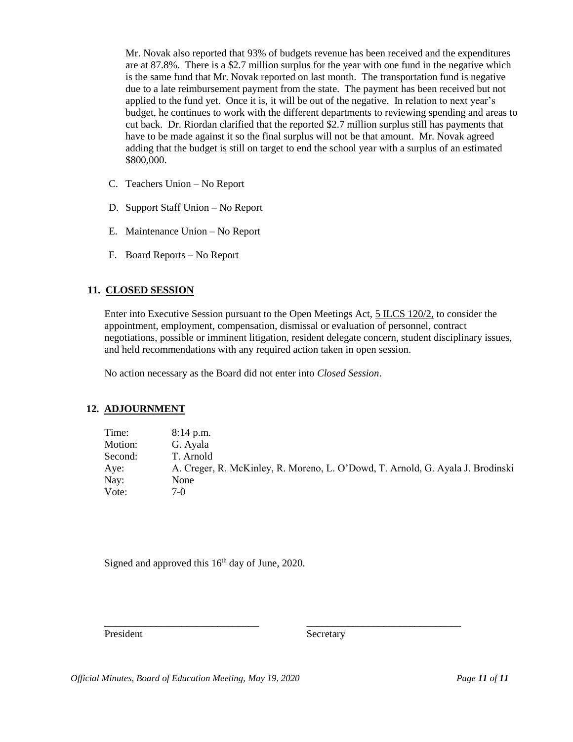Mr. Novak also reported that 93% of budgets revenue has been received and the expenditures are at 87.8%. There is a $2.7 million surplus for the year with one fund in the negative which is the same fund that Mr. Novak reported on last month. The transportation fund is negative due to a late reimbursement payment from the state. The payment has been received but not applied to the fund yet. Once it is, it will be out of the negative. In relation to next year's budget, he continues to work with the different departments to reviewing spending and areas to cut back. Dr. Riordan clarified that the reported $2.7 million surplus still has payments that have to be made against it so the final surplus will not be that amount. Mr. Novak agreed adding that the budget is still on target to end the school year with a surplus of an estimated $800,000.

C. Teachers Union – No Report

D. Support Staff Union – No Report

E. Maintenance Union – No Report

F. Board Reports – No Report

## 11. CLOSED SESSION

Enter into Executive Session pursuant to the Open Meetings Act, 5 ILCS 120/2, to consider the appointment, employment, compensation, dismissal or evaluation of personnel, contract negotiations, possible or imminent litigation, resident delegate concern, student disciplinary issues, and held recommendations with any required action taken in open session.

No action necessary as the Board did not enter into *Closed Session*.

## 12. ADJOURNMENT

| | |
|---|---|
| Time: | 8:14 p.m. |
| Motion: | G. Ayala |
| Second: | T. Arnold |
| Aye: | A. Creger, R. McKinley, R. Moreno, L. O'Dowd, T. Arnold, G. Ayala J. Brodinski |
| Nay: | None |
| Vote: | 7-0 |

Signed and approved this 16th day of June, 2020.

\_\_\_\_\_\_\_\_\_\_\_\_\_\_\_\_\_\_\_\_\_\_\_\_\_\_\_\_\_\_ \_\_\_\_\_\_\_\_\_\_\_\_\_\_\_\_\_\_\_\_\_\_\_\_\_\_\_\_\_\_

President Secretary